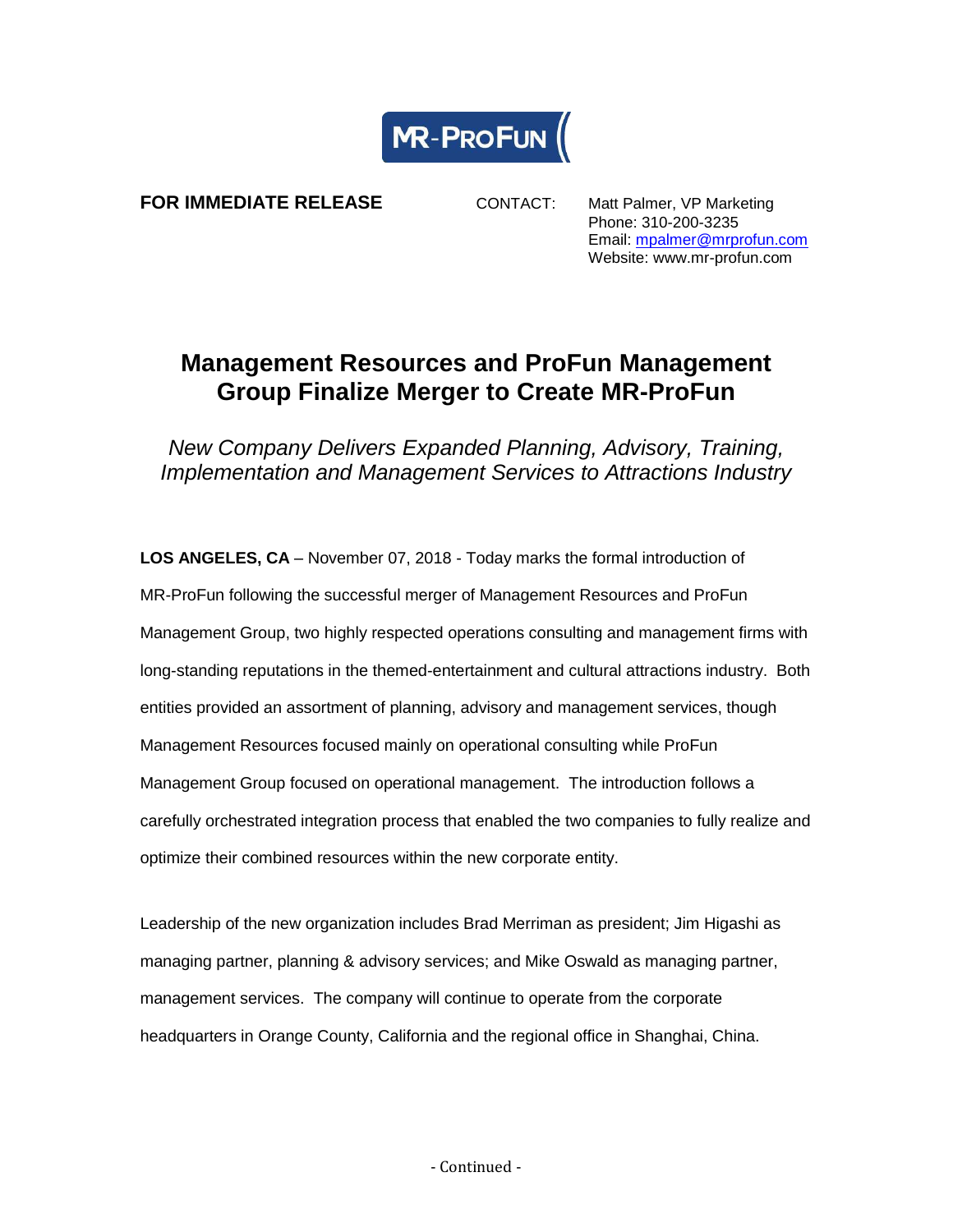MR-PROFUN

**FOR IMMEDIATE RELEASE**

CONTACT: Matt Palmer, VP Marketing
Phone: 310-200-3235
Email: mpalmer@mrprofun.com
Website: www.mr-profun.com

# Management Resources and ProFun Management Group Finalize Merger to Create MR-ProFun

*New Company Delivers Expanded Planning, Advisory, Training, Implementation and Management Services to Attractions Industry*

**LOS ANGELES, CA** – November 07, 2018 - Today marks the formal introduction of MR-ProFun following the successful merger of Management Resources and ProFun Management Group, two highly respected operations consulting and management firms with long-standing reputations in the themed-entertainment and cultural attractions industry. Both entities provided an assortment of planning, advisory and management services, though Management Resources focused mainly on operational consulting while ProFun Management Group focused on operational management. The introduction follows a carefully orchestrated integration process that enabled the two companies to fully realize and optimize their combined resources within the new corporate entity.

Leadership of the new organization includes Brad Merriman as president; Jim Higashi as managing partner, planning & advisory services; and Mike Oswald as managing partner, management services. The company will continue to operate from the corporate headquarters in Orange County, California and the regional office in Shanghai, China.

- Continued -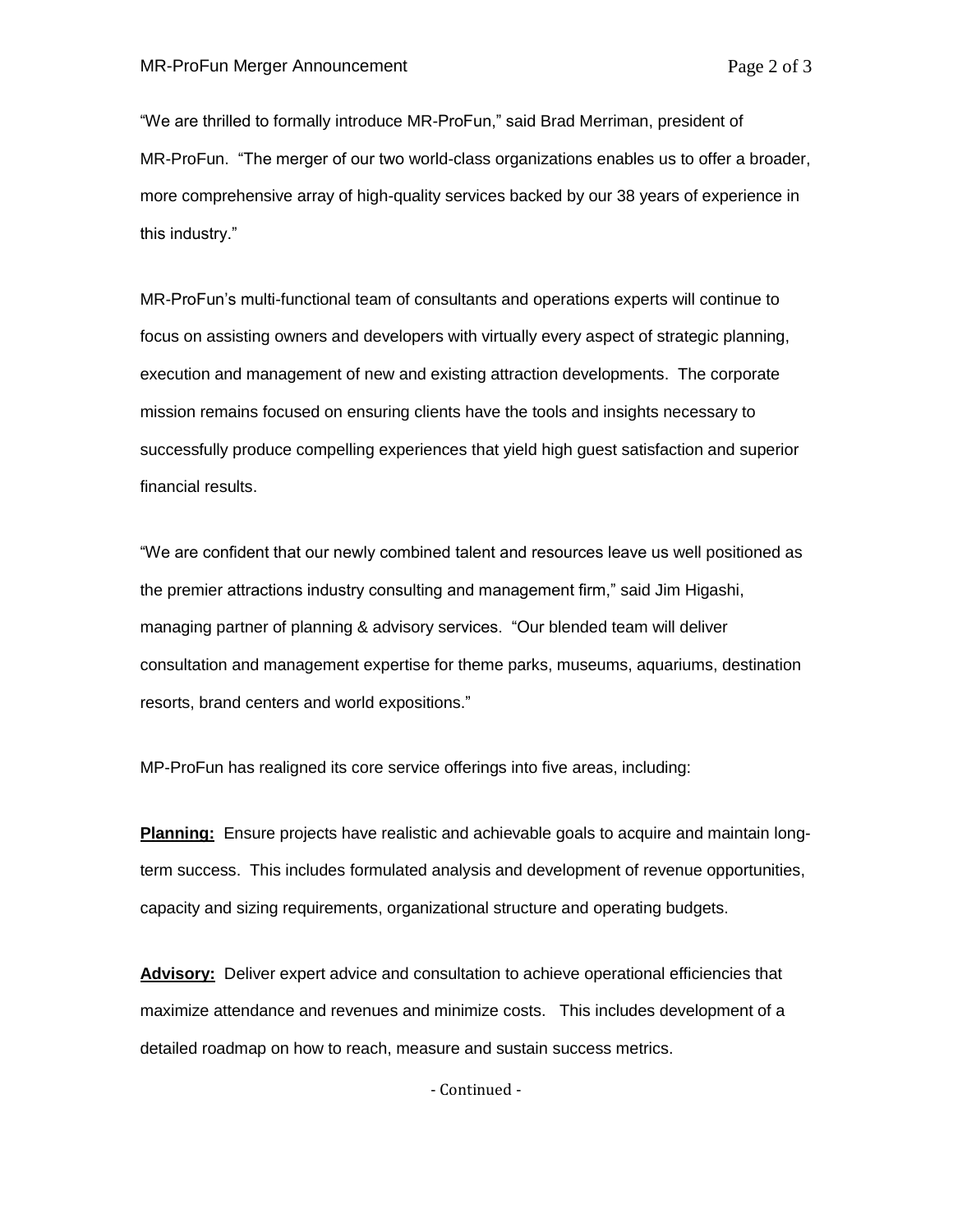"We are thrilled to formally introduce MR-ProFun," said Brad Merriman, president of MR-ProFun. "The merger of our two world-class organizations enables us to offer a broader, more comprehensive array of high-quality services backed by our 38 years of experience in this industry."

MR-ProFun's multi-functional team of consultants and operations experts will continue to focus on assisting owners and developers with virtually every aspect of strategic planning, execution and management of new and existing attraction developments. The corporate mission remains focused on ensuring clients have the tools and insights necessary to successfully produce compelling experiences that yield high guest satisfaction and superior financial results.

"We are confident that our newly combined talent and resources leave us well positioned as the premier attractions industry consulting and management firm," said Jim Higashi, managing partner of planning & advisory services. "Our blended team will deliver consultation and management expertise for theme parks, museums, aquariums, destination resorts, brand centers and world expositions."

MP-ProFun has realigned its core service offerings into five areas, including:

**Planning:** Ensure projects have realistic and achievable goals to acquire and maintain long-term success. This includes formulated analysis and development of revenue opportunities, capacity and sizing requirements, organizational structure and operating budgets.

**Advisory:** Deliver expert advice and consultation to achieve operational efficiencies that maximize attendance and revenues and minimize costs. This includes development of a detailed roadmap on how to reach, measure and sustain success metrics.

- Continued -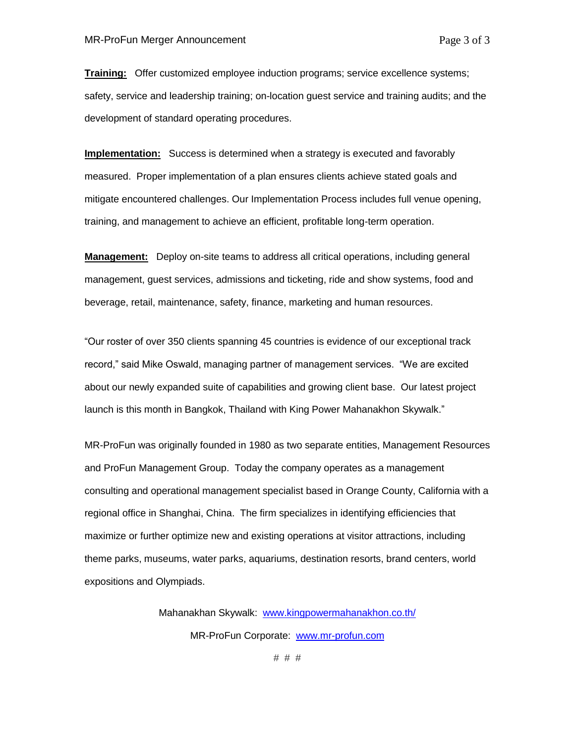**Training:** Offer customized employee induction programs; service excellence systems; safety, service and leadership training; on-location guest service and training audits; and the development of standard operating procedures.

**Implementation:** Success is determined when a strategy is executed and favorably measured. Proper implementation of a plan ensures clients achieve stated goals and mitigate encountered challenges. Our Implementation Process includes full venue opening, training, and management to achieve an efficient, profitable long-term operation.

**Management:** Deploy on-site teams to address all critical operations, including general management, guest services, admissions and ticketing, ride and show systems, food and beverage, retail, maintenance, safety, finance, marketing and human resources.

"Our roster of over 350 clients spanning 45 countries is evidence of our exceptional track record," said Mike Oswald, managing partner of management services. "We are excited about our newly expanded suite of capabilities and growing client base. Our latest project launch is this month in Bangkok, Thailand with King Power Mahanakhon Skywalk."

MR-ProFun was originally founded in 1980 as two separate entities, Management Resources and ProFun Management Group. Today the company operates as a management consulting and operational management specialist based in Orange County, California with a regional office in Shanghai, China. The firm specializes in identifying efficiencies that maximize or further optimize new and existing operations at visitor attractions, including theme parks, museums, water parks, aquariums, destination resorts, brand centers, world expositions and Olympiads.

Mahanakhan Skywalk: www.kingpowermahanakhon.co.th/

MR-ProFun Corporate: www.mr-profun.com

# # #